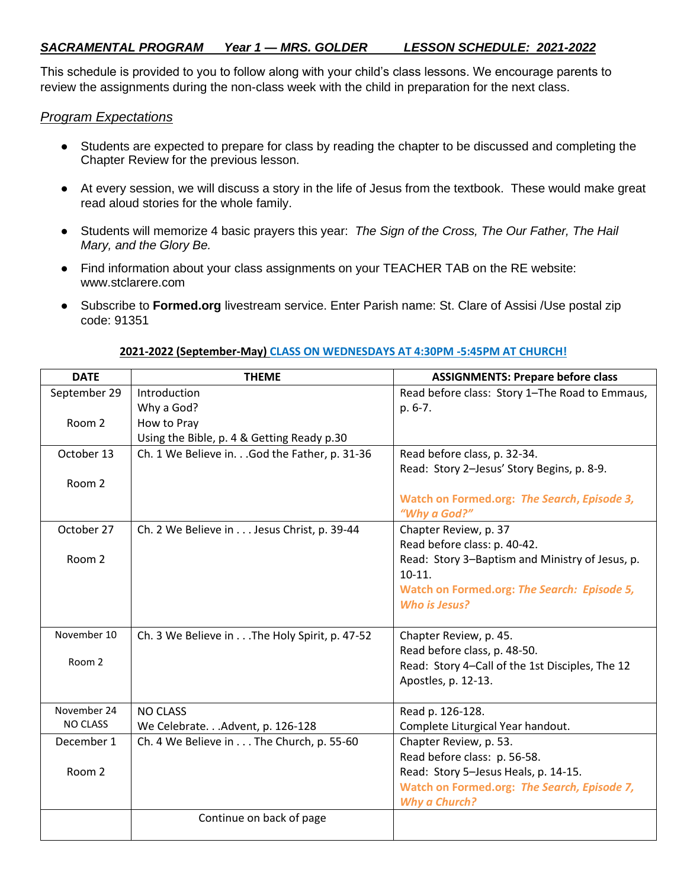# ***SACRAMENTAL PROGRAM    Year 1 — MRS. GOLDER    LESSON SCHEDULE: 2021-2022***

This schedule is provided to you to follow along with your child's class lessons. We encourage parents to review the assignments during the non-class week with the child in preparation for the next class.

## *Program Expectations*

- Students are expected to prepare for class by reading the chapter to be discussed and completing the Chapter Review for the previous lesson.
- At every session, we will discuss a story in the life of Jesus from the textbook. These would make great read aloud stories for the whole family.
- Students will memorize 4 basic prayers this year: *The Sign of the Cross, The Our Father, The Hail Mary, and the Glory Be.*
- Find information about your class assignments on your TEACHER TAB on the RE website: www.stclarere.com
- Subscribe to **Formed.org** livestream service. Enter Parish name: St. Clare of Assisi /Use postal zip code: 91351

**2021-2022 (September-May) CLASS ON WEDNESDAYS AT 4:30PM -5:45PM AT CHURCH!**

| DATE | THEME | ASSIGNMENTS: Prepare before class |
|---|---|---|
| September 29<br><br>Room 2 | Introduction<br>Why a God?<br>How to Pray<br>Using the Bible, p. 4 & Getting Ready p.30 | Read before class: Story 1–The Road to Emmaus, p. 6-7. |
| October 13<br><br>Room 2 | Ch. 1 We Believe in. . .God the Father, p. 31-36 | Read before class, p. 32-34.<br>Read: Story 2–Jesus' Story Begins, p. 8-9.<br><br>**Watch on Formed.org: *The Search, Episode 3, "Why a God?"*** |
| October 27<br><br>Room 2 | Ch. 2 We Believe in . . . Jesus Christ, p. 39-44 | Chapter Review, p. 37<br>Read before class: p. 40-42.<br>Read: Story 3–Baptism and Ministry of Jesus, p. 10-11.<br>**Watch on Formed.org: *The Search: Episode 5, Who is Jesus?*** |
| November 10<br><br>Room 2 | Ch. 3 We Believe in . . .The Holy Spirit, p. 47-52 | Chapter Review, p. 45.<br>Read before class, p. 48-50.<br>Read: Story 4–Call of the 1st Disciples, The 12 Apostles, p. 12-13. |
| November 24<br>NO CLASS | NO CLASS<br>We Celebrate. . .Advent, p. 126-128 | Read p. 126-128.<br>Complete Liturgical Year handout. |
| December 1<br><br>Room 2 | Ch. 4 We Believe in . . . The Church, p. 55-60 | Chapter Review, p. 53.<br>Read before class: p. 56-58.<br>Read: Story 5–Jesus Heals, p. 14-15.<br>**Watch on Formed.org: *The Search, Episode 7, Why a Church?*** |
| | Continue on back of page | |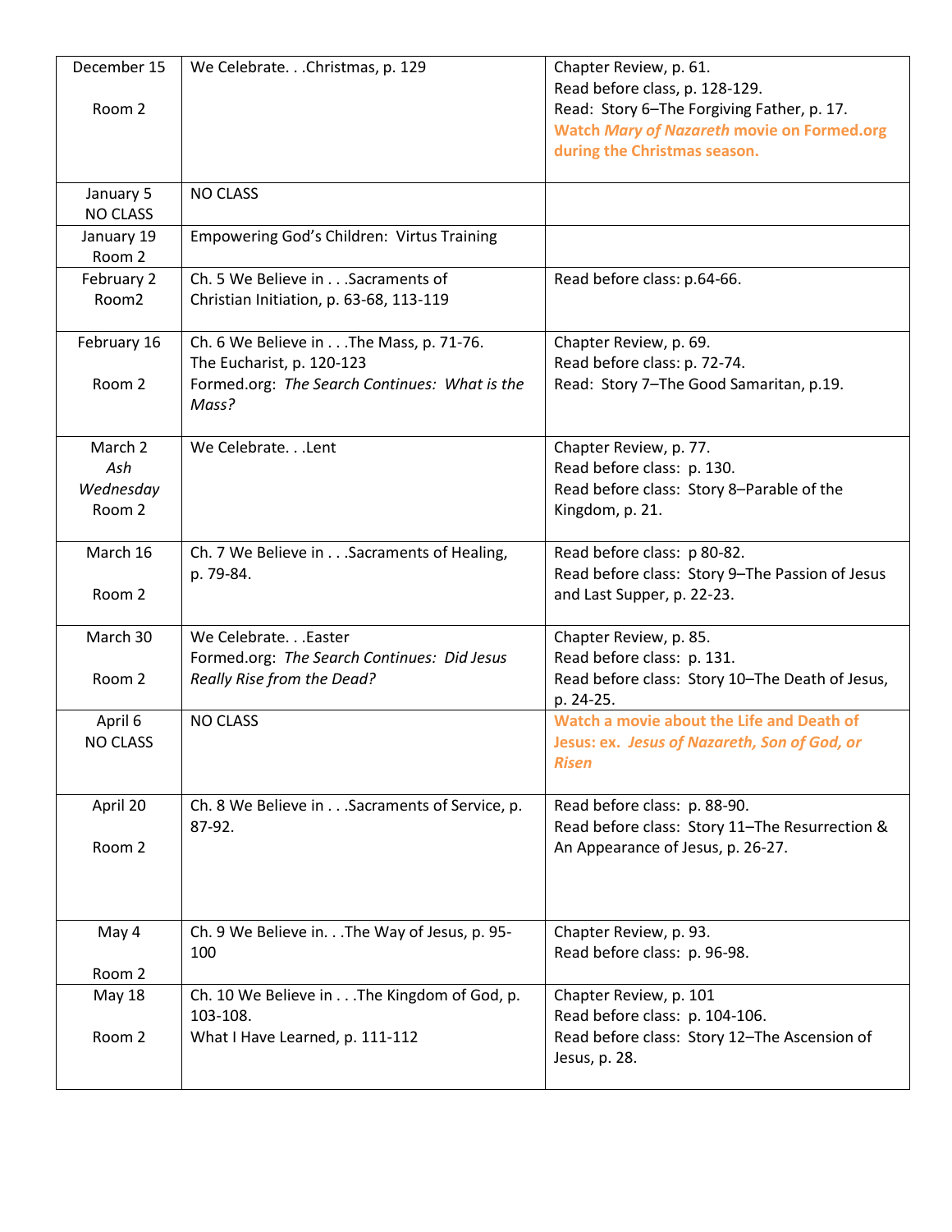| | | |
|---|---|---|
| December 15<br><br>Room 2 | We Celebrate. . .Christmas, p. 129 | Chapter Review, p. 61.<br>Read before class, p. 128-129.<br>Read: Story 6–The Forgiving Father, p. 17.<br>**Watch *Mary of Nazareth* movie on Formed.org during the Christmas season.** |
| January 5<br>NO CLASS | NO CLASS | |
| January 19<br>Room 2 | Empowering God's Children: Virtus Training | |
| February 2<br>Room2 | Ch. 5 We Believe in . . .Sacraments of Christian Initiation, p. 63-68, 113-119 | Read before class: p.64-66. |
| February 16<br><br>Room 2 | Ch. 6 We Believe in . . .The Mass, p. 71-76.<br>The Eucharist, p. 120-123<br>Formed.org: *The Search Continues: What is the Mass?* | Chapter Review, p. 69.<br>Read before class: p. 72-74.<br>Read: Story 7–The Good Samaritan, p.19. |
| March 2<br>*Ash Wednesday*<br>Room 2 | We Celebrate. . .Lent | Chapter Review, p. 77.<br>Read before class: p. 130.<br>Read before class: Story 8–Parable of the Kingdom, p. 21. |
| March 16<br><br>Room 2 | Ch. 7 We Believe in . . .Sacraments of Healing, p. 79-84. | Read before class: p 80-82.<br>Read before class: Story 9–The Passion of Jesus and Last Supper, p. 22-23. |
| March 30<br><br>Room 2 | We Celebrate. . .Easter<br>Formed.org: *The Search Continues: Did Jesus Really Rise from the Dead?* | Chapter Review, p. 85.<br>Read before class: p. 131.<br>Read before class: Story 10–The Death of Jesus, p. 24-25. |
| April 6<br>NO CLASS | NO CLASS | **Watch a movie about the Life and Death of Jesus: ex. *Jesus of Nazareth, Son of God, or Risen*** |
| April 20<br><br>Room 2 | Ch. 8 We Believe in . . .Sacraments of Service, p. 87-92. | Read before class: p. 88-90.<br>Read before class: Story 11–The Resurrection & An Appearance of Jesus, p. 26-27. |
| May 4<br><br>Room 2 | Ch. 9 We Believe in. . .The Way of Jesus, p. 95-100 | Chapter Review, p. 93.<br>Read before class: p. 96-98. |
| May 18<br><br>Room 2 | Ch. 10 We Believe in . . .The Kingdom of God, p. 103-108.<br>What I Have Learned, p. 111-112 | Chapter Review, p. 101<br>Read before class: p. 104-106.<br>Read before class: Story 12–The Ascension of Jesus, p. 28. |